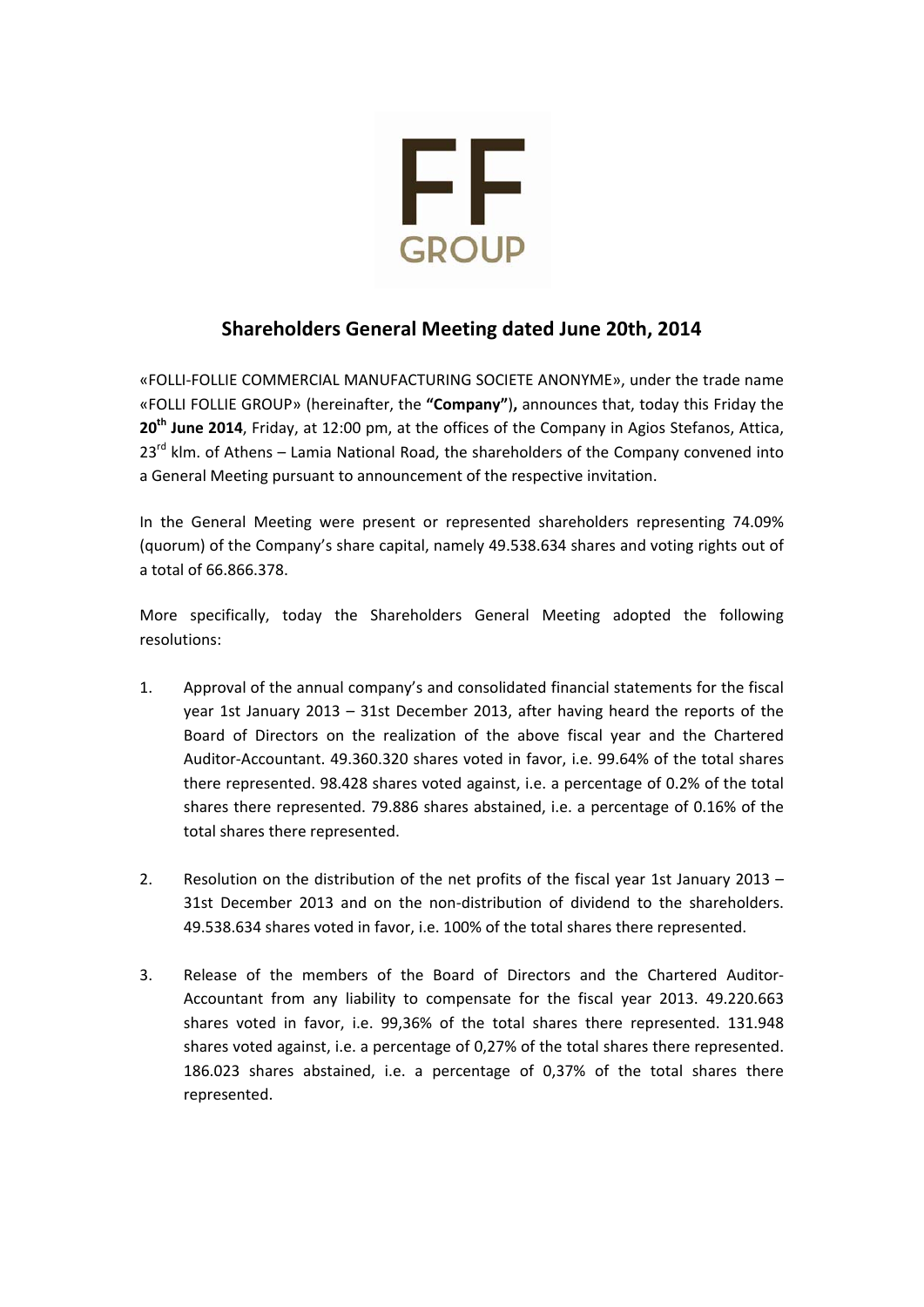FF GROUP

## Shareholders General Meeting dated June 20th, 2014

«FOLLI-FOLLIE COMMERCIAL MANUFACTURING SOCIETE ANONYME», under the trade name «FOLLI FOLLIE GROUP» (hereinafter, the **"Company")**, announces that, today this Friday the **20th June 2014**, Friday, at 12:00 pm, at the offices of the Company in Agios Stefanos, Attica, 23rd klm. of Athens – Lamia National Road, the shareholders of the Company convened into a General Meeting pursuant to announcement of the respective invitation.

In the General Meeting were present or represented shareholders representing 74.09% (quorum) of the Company's share capital, namely 49.538.634 shares and voting rights out of a total of 66.866.378.

More specifically, today the Shareholders General Meeting adopted the following resolutions:

1. Approval of the annual company's and consolidated financial statements for the fiscal year 1st January 2013 – 31st December 2013, after having heard the reports of the Board of Directors on the realization of the above fiscal year and the Chartered Auditor-Accountant. 49.360.320 shares voted in favor, i.e. 99.64% of the total shares there represented. 98.428 shares voted against, i.e. a percentage of 0.2% of the total shares there represented. 79.886 shares abstained, i.e. a percentage of 0.16% of the total shares there represented.

2. Resolution on the distribution of the net profits of the fiscal year 1st January 2013 – 31st December 2013 and on the non-distribution of dividend to the shareholders. 49.538.634 shares voted in favor, i.e. 100% of the total shares there represented.

3. Release of the members of the Board of Directors and the Chartered Auditor-Accountant from any liability to compensate for the fiscal year 2013. 49.220.663 shares voted in favor, i.e. 99,36% of the total shares there represented. 131.948 shares voted against, i.e. a percentage of 0,27% of the total shares there represented. 186.023 shares abstained, i.e. a percentage of 0,37% of the total shares there represented.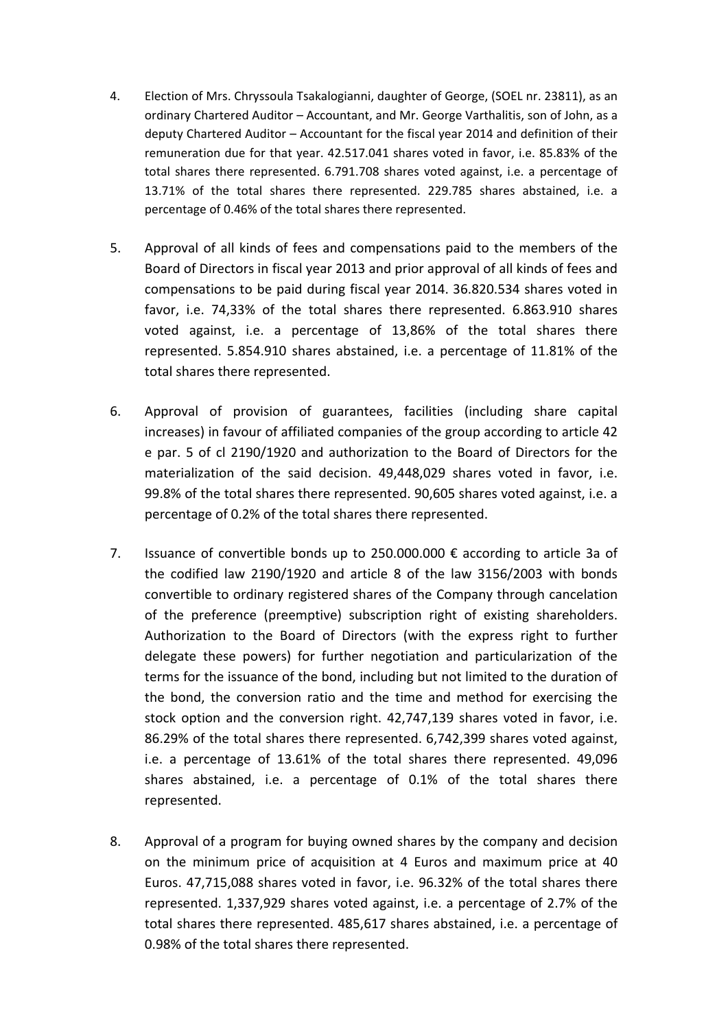4. Election of Mrs. Chryssoula Tsakalogianni, daughter of George, (SOEL nr. 23811), as an ordinary Chartered Auditor – Accountant, and Mr. George Varthalitis, son of John, as a deputy Chartered Auditor – Accountant for the fiscal year 2014 and definition of their remuneration due for that year. 42.517.041 shares voted in favor, i.e. 85.83% of the total shares there represented. 6.791.708 shares voted against, i.e. a percentage of 13.71% of the total shares there represented. 229.785 shares abstained, i.e. a percentage of 0.46% of the total shares there represented.

5. Approval of all kinds of fees and compensations paid to the members of the Board of Directors in fiscal year 2013 and prior approval of all kinds of fees and compensations to be paid during fiscal year 2014. 36.820.534 shares voted in favor, i.e. 74,33% of the total shares there represented. 6.863.910 shares voted against, i.e. a percentage of 13,86% of the total shares there represented. 5.854.910 shares abstained, i.e. a percentage of 11.81% of the total shares there represented.

6. Approval of provision of guarantees, facilities (including share capital increases) in favour of affiliated companies of the group according to article 42 e par. 5 of cl 2190/1920 and authorization to the Board of Directors for the materialization of the said decision. 49,448,029 shares voted in favor, i.e. 99.8% of the total shares there represented. 90,605 shares voted against, i.e. a percentage of 0.2% of the total shares there represented.

7. Issuance of convertible bonds up to 250.000.000 € according to article 3a of the codified law 2190/1920 and article 8 of the law 3156/2003 with bonds convertible to ordinary registered shares of the Company through cancelation of the preference (preemptive) subscription right of existing shareholders. Authorization to the Board of Directors (with the express right to further delegate these powers) for further negotiation and particularization of the terms for the issuance of the bond, including but not limited to the duration of the bond, the conversion ratio and the time and method for exercising the stock option and the conversion right. 42,747,139 shares voted in favor, i.e. 86.29% of the total shares there represented. 6,742,399 shares voted against, i.e. a percentage of 13.61% of the total shares there represented. 49,096 shares abstained, i.e. a percentage of 0.1% of the total shares there represented.

8. Approval of a program for buying owned shares by the company and decision on the minimum price of acquisition at 4 Euros and maximum price at 40 Euros. 47,715,088 shares voted in favor, i.e. 96.32% of the total shares there represented. 1,337,929 shares voted against, i.e. a percentage of 2.7% of the total shares there represented. 485,617 shares abstained, i.e. a percentage of 0.98% of the total shares there represented.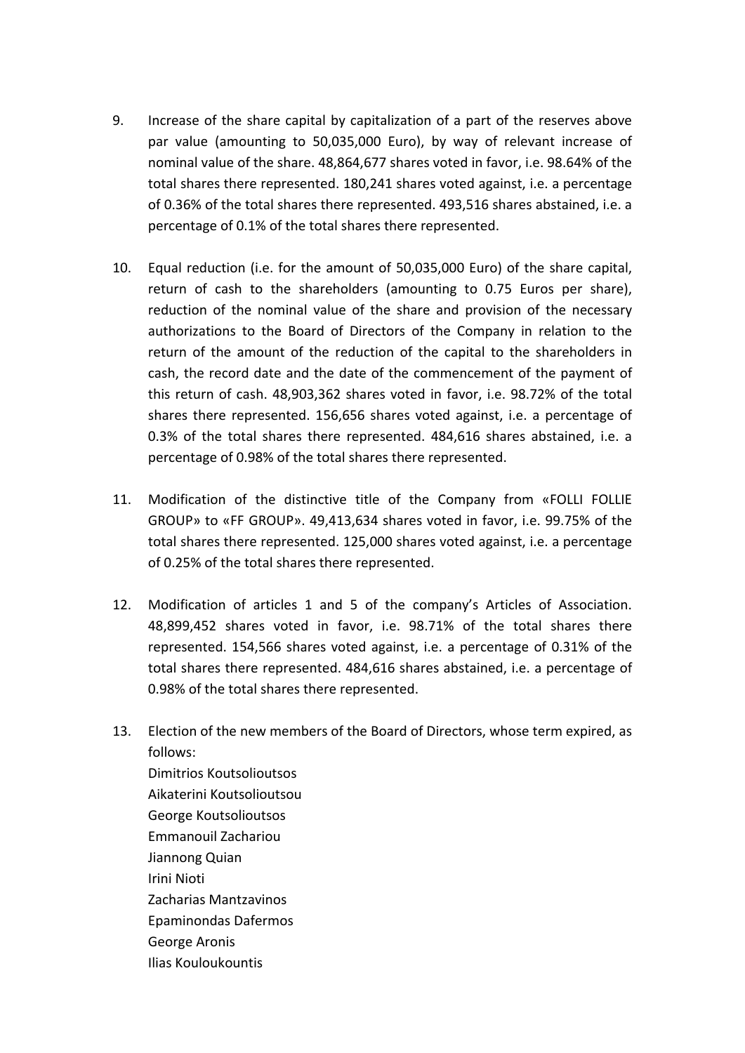9. Increase of the share capital by capitalization of a part of the reserves above par value (amounting to 50,035,000 Euro), by way of relevant increase of nominal value of the share. 48,864,677 shares voted in favor, i.e. 98.64% of the total shares there represented. 180,241 shares voted against, i.e. a percentage of 0.36% of the total shares there represented. 493,516 shares abstained, i.e. a percentage of 0.1% of the total shares there represented.

10. Equal reduction (i.e. for the amount of 50,035,000 Euro) of the share capital, return of cash to the shareholders (amounting to 0.75 Euros per share), reduction of the nominal value of the share and provision of the necessary authorizations to the Board of Directors of the Company in relation to the return of the amount of the reduction of the capital to the shareholders in cash, the record date and the date of the commencement of the payment of this return of cash. 48,903,362 shares voted in favor, i.e. 98.72% of the total shares there represented. 156,656 shares voted against, i.e. a percentage of 0.3% of the total shares there represented. 484,616 shares abstained, i.e. a percentage of 0.98% of the total shares there represented.

11. Modification of the distinctive title of the Company from «FOLLI FOLLIE GROUP» to «FF GROUP». 49,413,634 shares voted in favor, i.e. 99.75% of the total shares there represented. 125,000 shares voted against, i.e. a percentage of 0.25% of the total shares there represented.

12. Modification of articles 1 and 5 of the company's Articles of Association. 48,899,452 shares voted in favor, i.e. 98.71% of the total shares there represented. 154,566 shares voted against, i.e. a percentage of 0.31% of the total shares there represented. 484,616 shares abstained, i.e. a percentage of 0.98% of the total shares there represented.

13. Election of the new members of the Board of Directors, whose term expired, as follows:
    Dimitrios Koutsolioutsos
    Aikaterini Koutsolioutsou
    George Koutsolioutsos
    Emmanouil Zachariou
    Jiannong Quian
    Irini Nioti
    Zacharias Mantzavinos
    Epaminondas Dafermos
    George Aronis
    Ilias Kouloukountis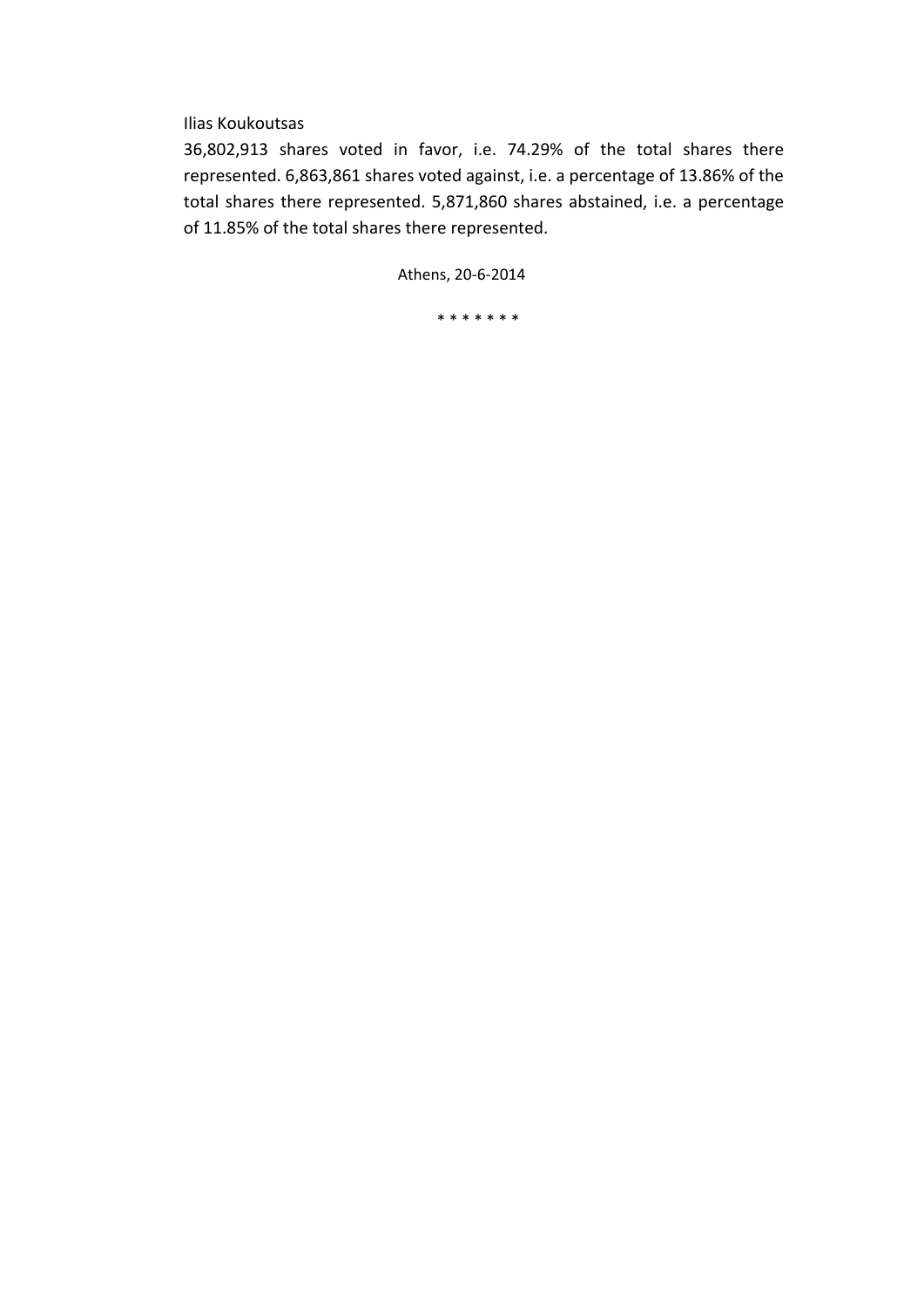Ilias Koukoutsas

36,802,913 shares voted in favor, i.e. 74.29% of the total shares there represented. 6,863,861 shares voted against, i.e. a percentage of 13.86% of the total shares there represented. 5,871,860 shares abstained, i.e. a percentage of 11.85% of the total shares there represented.

Athens, 20-6-2014

* * * * * * *